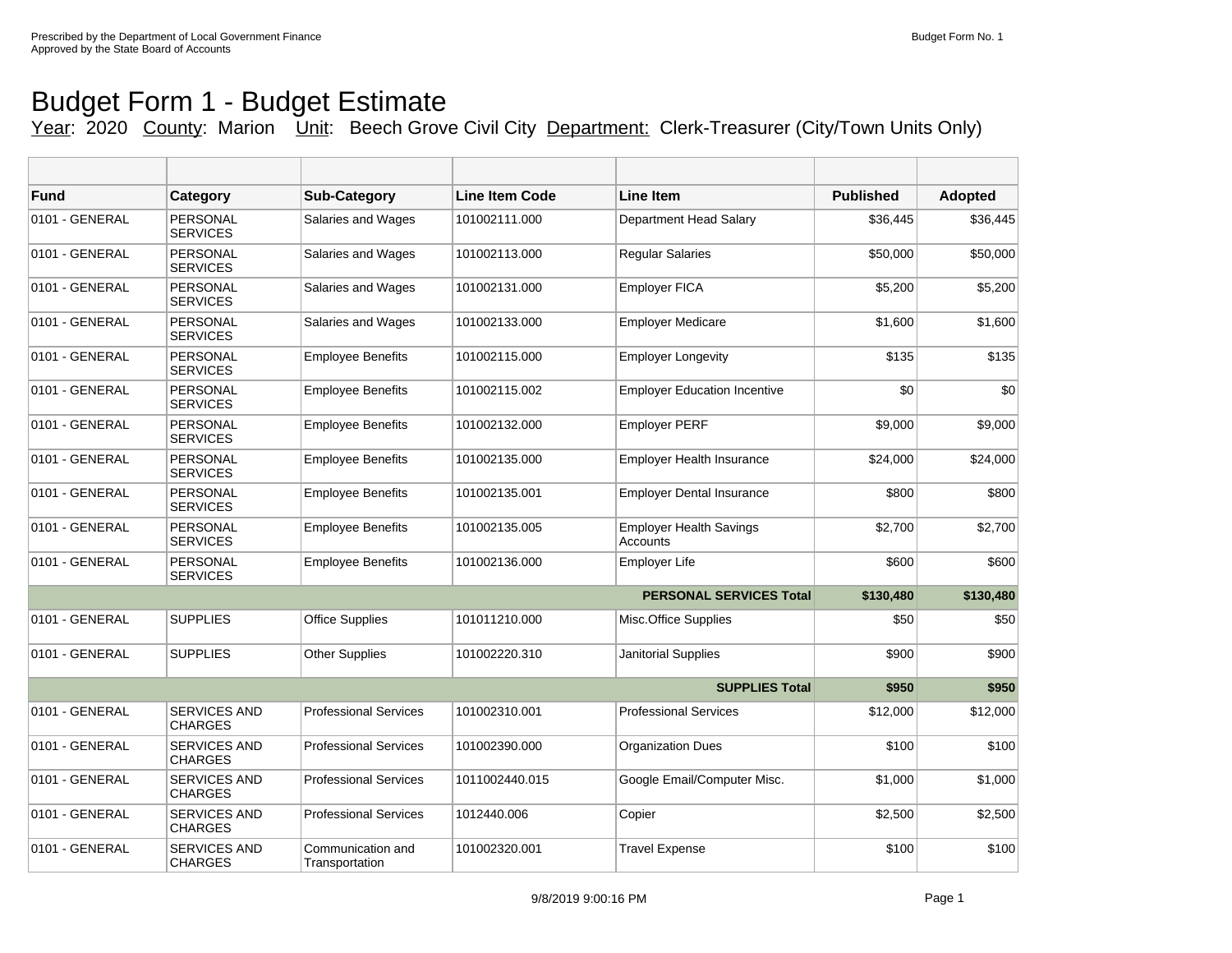Prescribed by the Department of Local Government Finance
Approved by the State Board of Accounts

Budget Form No. 1

# Budget Form 1 - Budget Estimate

Year: 2020 County: Marion Unit: Beech Grove Civil City Department: Clerk-Treasurer (City/Town Units Only)

| Fund | Category | Sub-Category | Line Item Code | Line Item | Published | Adopted |
|---|---|---|---|---|---|---|
| 0101 - GENERAL | PERSONAL SERVICES | Salaries and Wages | 101002111.000 | Department Head Salary | $36,445 | $36,445 |
| 0101 - GENERAL | PERSONAL SERVICES | Salaries and Wages | 101002113.000 | Regular Salaries | $50,000 | $50,000 |
| 0101 - GENERAL | PERSONAL SERVICES | Salaries and Wages | 101002131.000 | Employer FICA | $5,200 | $5,200 |
| 0101 - GENERAL | PERSONAL SERVICES | Salaries and Wages | 101002133.000 | Employer Medicare | $1,600 | $1,600 |
| 0101 - GENERAL | PERSONAL SERVICES | Employee Benefits | 101002115.000 | Employer Longevity | $135 | $135 |
| 0101 - GENERAL | PERSONAL SERVICES | Employee Benefits | 101002115.002 | Employer Education Incentive | $0 | $0 |
| 0101 - GENERAL | PERSONAL SERVICES | Employee Benefits | 101002132.000 | Employer PERF | $9,000 | $9,000 |
| 0101 - GENERAL | PERSONAL SERVICES | Employee Benefits | 101002135.000 | Employer Health Insurance | $24,000 | $24,000 |
| 0101 - GENERAL | PERSONAL SERVICES | Employee Benefits | 101002135.001 | Employer Dental Insurance | $800 | $800 |
| 0101 - GENERAL | PERSONAL SERVICES | Employee Benefits | 101002135.005 | Employer Health Savings Accounts | $2,700 | $2,700 |
| 0101 - GENERAL | PERSONAL SERVICES | Employee Benefits | 101002136.000 | Employer Life | $600 | $600 |
| | | | | **PERSONAL SERVICES Total** | **$130,480** | **$130,480** |
| 0101 - GENERAL | SUPPLIES | Office Supplies | 101011210.000 | Misc.Office Supplies | $50 | $50 |
| 0101 - GENERAL | SUPPLIES | Other Supplies | 101002220.310 | Janitorial Supplies | $900 | $900 |
| | | | | **SUPPLIES Total** | **$950** | **$950** |
| 0101 - GENERAL | SERVICES AND CHARGES | Professional Services | 101002310.001 | Professional Services | $12,000 | $12,000 |
| 0101 - GENERAL | SERVICES AND CHARGES | Professional Services | 101002390.000 | Organization Dues | $100 | $100 |
| 0101 - GENERAL | SERVICES AND CHARGES | Professional Services | 1011002440.015 | Google Email/Computer Misc. | $1,000 | $1,000 |
| 0101 - GENERAL | SERVICES AND CHARGES | Professional Services | 1012440.006 | Copier | $2,500 | $2,500 |
| 0101 - GENERAL | SERVICES AND CHARGES | Communication and Transportation | 101002320.001 | Travel Expense | $100 | $100 |

9/8/2019 9:00:16 PM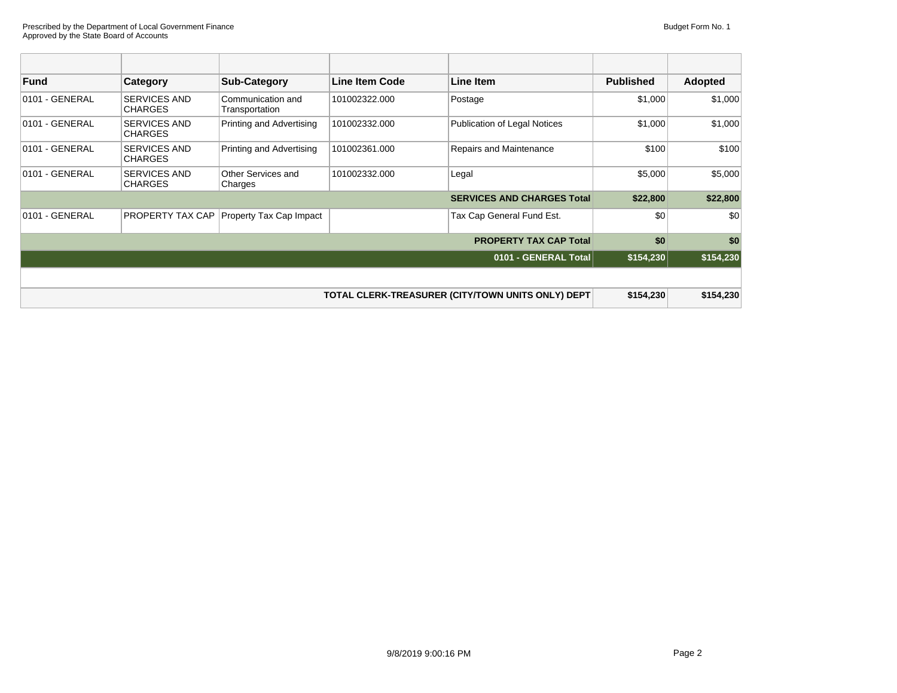Prescribed by the Department of Local Government Finance
Approved by the State Board of Accounts

Budget Form No. 1

| Fund | Category | Sub-Category | Line Item Code | Line Item | Published | Adopted |
|---|---|---|---|---|---|---|
| 0101 - GENERAL | SERVICES AND CHARGES | Communication and Transportation | 101002322.000 | Postage | $1,000 | $1,000 |
| 0101 - GENERAL | SERVICES AND CHARGES | Printing and Advertising | 101002332.000 | Publication of Legal Notices | $1,000 | $1,000 |
| 0101 - GENERAL | SERVICES AND CHARGES | Printing and Advertising | 101002361.000 | Repairs and Maintenance | $100 | $100 |
| 0101 - GENERAL | SERVICES AND CHARGES | Other Services and Charges | 101002332.000 | Legal | $5,000 | $5,000 |
| | | | | **SERVICES AND CHARGES Total** | **$22,800** | **$22,800** |
| 0101 - GENERAL | PROPERTY TAX CAP | Property Tax Cap Impact | | Tax Cap General Fund Est. | $0 | $0 |
| | | | | **PROPERTY TAX CAP Total** | **$0** | **$0** |
| | | | | **0101 - GENERAL Total** | **$154,230** | **$154,230** |
| | | | | **TOTAL CLERK-TREASURER (CITY/TOWN UNITS ONLY) DEPT** | **$154,230** | **$154,230** |

9/8/2019 9:00:16 PM